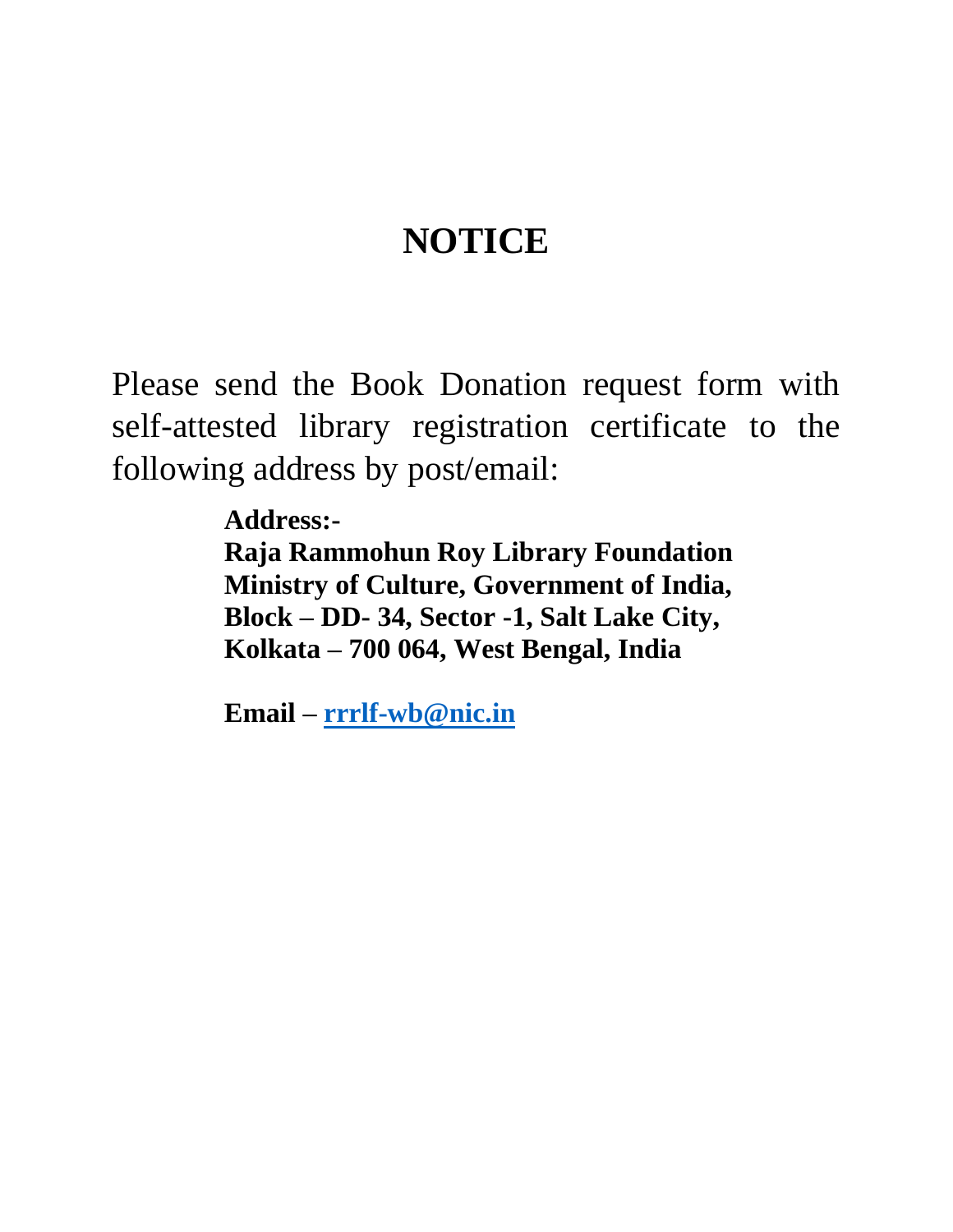# NOTICE

Please send the Book Donation request form with self-attested library registration certificate to the following address by post/email:

**Address:-**
**Raja Rammohun Roy Library Foundation**
**Ministry of Culture, Government of India,**
**Block – DD- 34, Sector -1, Salt Lake City,**
**Kolkata – 700 064, West Bengal, India**

**Email – rrrlf-wb@nic.in**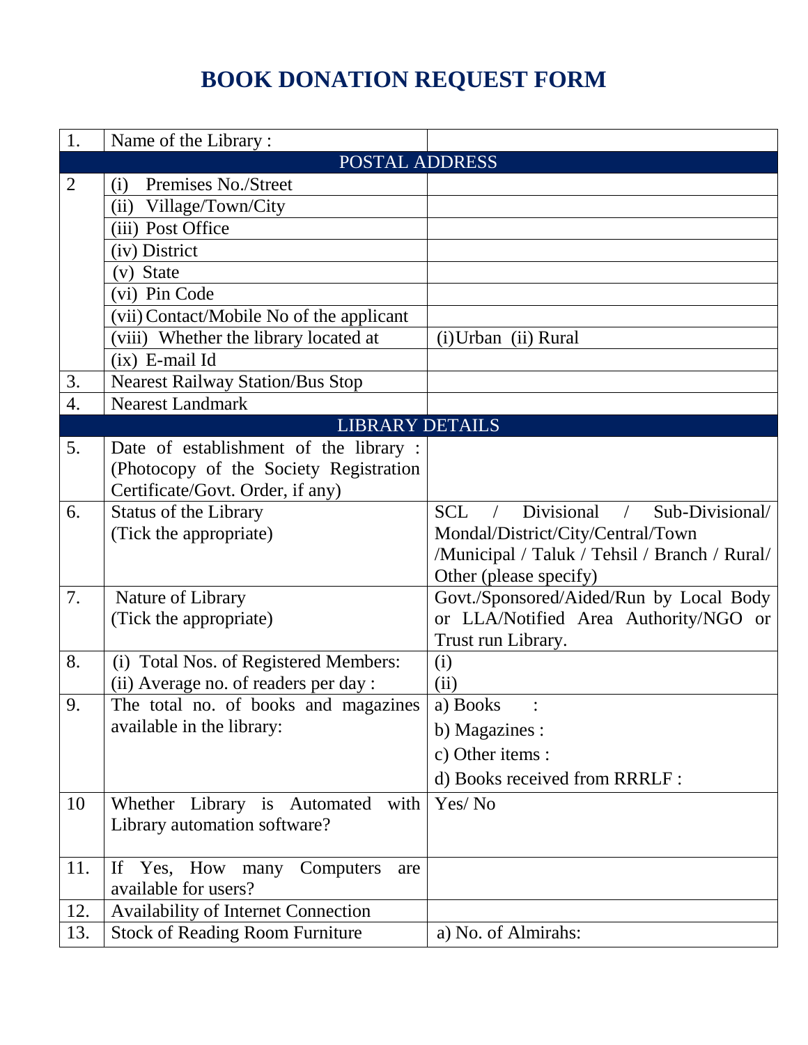# BOOK DONATION REQUEST FORM

| | | |
|---|---|---|
| 1. | Name of the Library : | |
| | POSTAL ADDRESS | |
| 2 | (i) Premises No./Street | |
| | (ii) Village/Town/City | |
| | (iii) Post Office | |
| | (iv) District | |
| | (v) State | |
| | (vi) Pin Code | |
| | (vii) Contact/Mobile No of the applicant | |
| | (viii) Whether the library located at | (i)Urban (ii) Rural |
| | (ix) E-mail Id | |
| 3. | Nearest Railway Station/Bus Stop | |
| 4. | Nearest Landmark | |
| | LIBRARY DETAILS | |
| 5. | Date of establishment of the library : (Photocopy of the Society Registration Certificate/Govt. Order, if any) | |
| 6. | Status of the Library (Tick the appropriate) | SCL / Divisional / Sub-Divisional/ Mondal/District/City/Central/Town /Municipal / Taluk / Tehsil / Branch / Rural/ Other (please specify) |
| 7. | Nature of Library (Tick the appropriate) | Govt./Sponsored/Aided/Run by Local Body or LLA/Notified Area Authority/NGO or Trust run Library. |
| 8. | (i) Total Nos. of Registered Members:<br>(ii) Average no. of readers per day : | (i)<br>(ii) |
| 9. | The total no. of books and magazines available in the library: | a) Books :<br>b) Magazines :<br>c) Other items :<br>d) Books received from RRRLF : |
| 10 | Whether Library is Automated with Library automation software? | Yes/ No |
| 11. | If Yes, How many Computers are available for users? | |
| 12. | Availability of Internet Connection | |
| 13. | Stock of Reading Room Furniture | a) No. of Almirahs: |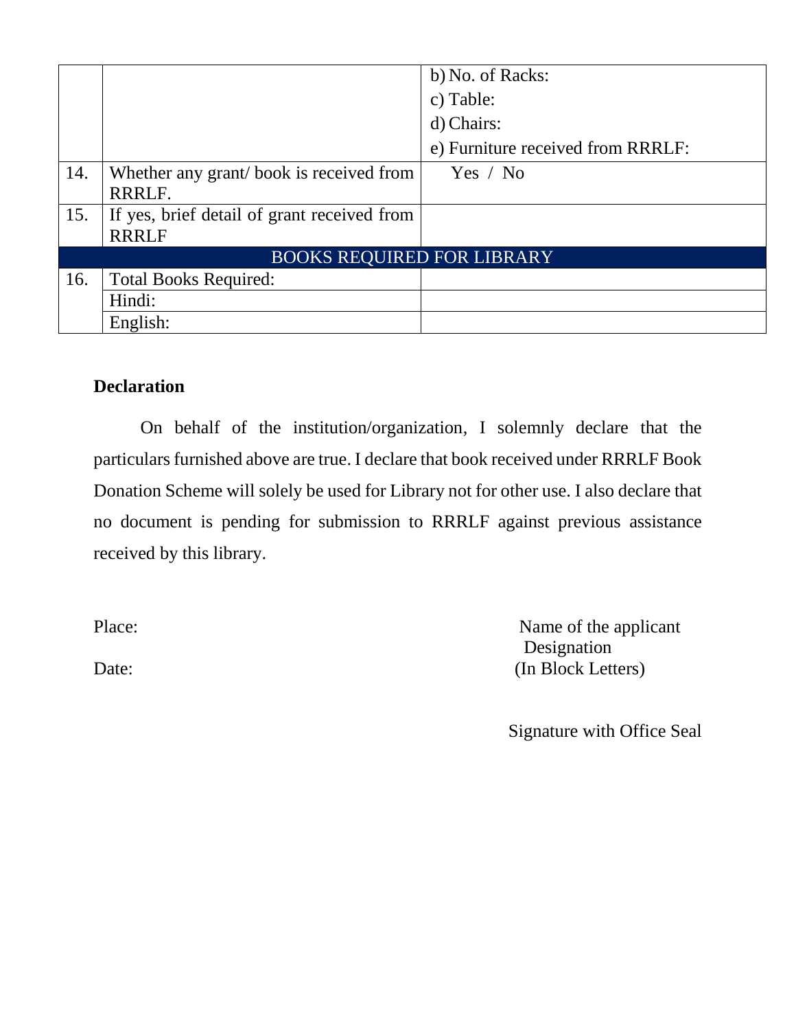| | | |
|---|---|---|
| | | b) No. of Racks:<br>c) Table:<br>d) Chairs:<br>e) Furniture received from RRRLF: |
| 14. | Whether any grant/ book is received from RRRLF. | Yes / No |
| 15. | If yes, brief detail of grant received from RRRLF | |
| BOOKS REQUIRED FOR LIBRARY | | |
| 16. | Total Books Required: | |
| | Hindi: | |
| | English: | |

**Declaration**

On behalf of the institution/organization, I solemnly declare that the particulars furnished above are true. I declare that book received under RRRLF Book Donation Scheme will solely be used for Library not for other use. I also declare that no document is pending for submission to RRRLF against previous assistance received by this library.

Place:

Date:

Name of the applicant
Designation
(In Block Letters)

Signature with Office Seal